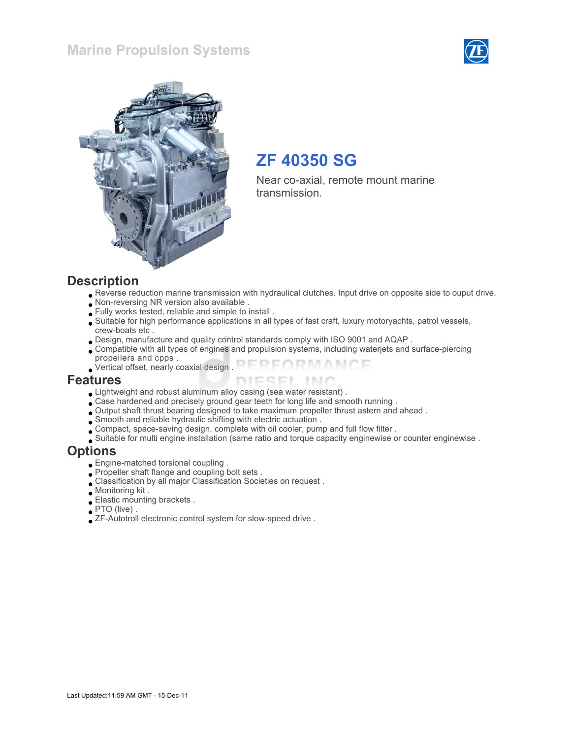# Marine Propulsion Systems

## ZF 40350 SG

Near co-axial, remote mount marine transmission.

## Description

- Reverse reduction marine transmission with hydraulical clutches. Input drive on opposite side to ouput drive.
- Non-reversing NR version also available .
- Fully works tested, reliable and simple to install .
- Suitable for high performance applications in all types of fast craft, luxury motoryachts, patrol vessels, crew-boats etc .
- Design, manufacture and quality control standards comply with ISO 9001 and AQAP .
- Compatible with all types of engines and propulsion systems, including waterjets and surface-piercing propellers and cpps .
- Vertical offset, nearly coaxial design .

## Features

- Lightweight and robust aluminum alloy casing (sea water resistant) .
- Case hardened and precisely ground gear teeth for long life and smooth running .
- Output shaft thrust bearing designed to take maximum propeller thrust astern and ahead .
- Smooth and reliable hydraulic shifting with electric actuation .
- Compact, space-saving design, complete with oil cooler, pump and full flow filter .
- Suitable for multi engine installation (same ratio and torque capacity enginewise or counter enginewise .

## Options

- Engine-matched torsional coupling .
- Propeller shaft flange and coupling bolt sets .
- Classification by all major Classification Societies on request .
- Monitoring kit .
- Elastic mounting brackets .
- PTO (live) .
- ZF-Autotroll electronic control system for slow-speed drive .

Last Updated:11:59 AM GMT - 15-Dec-11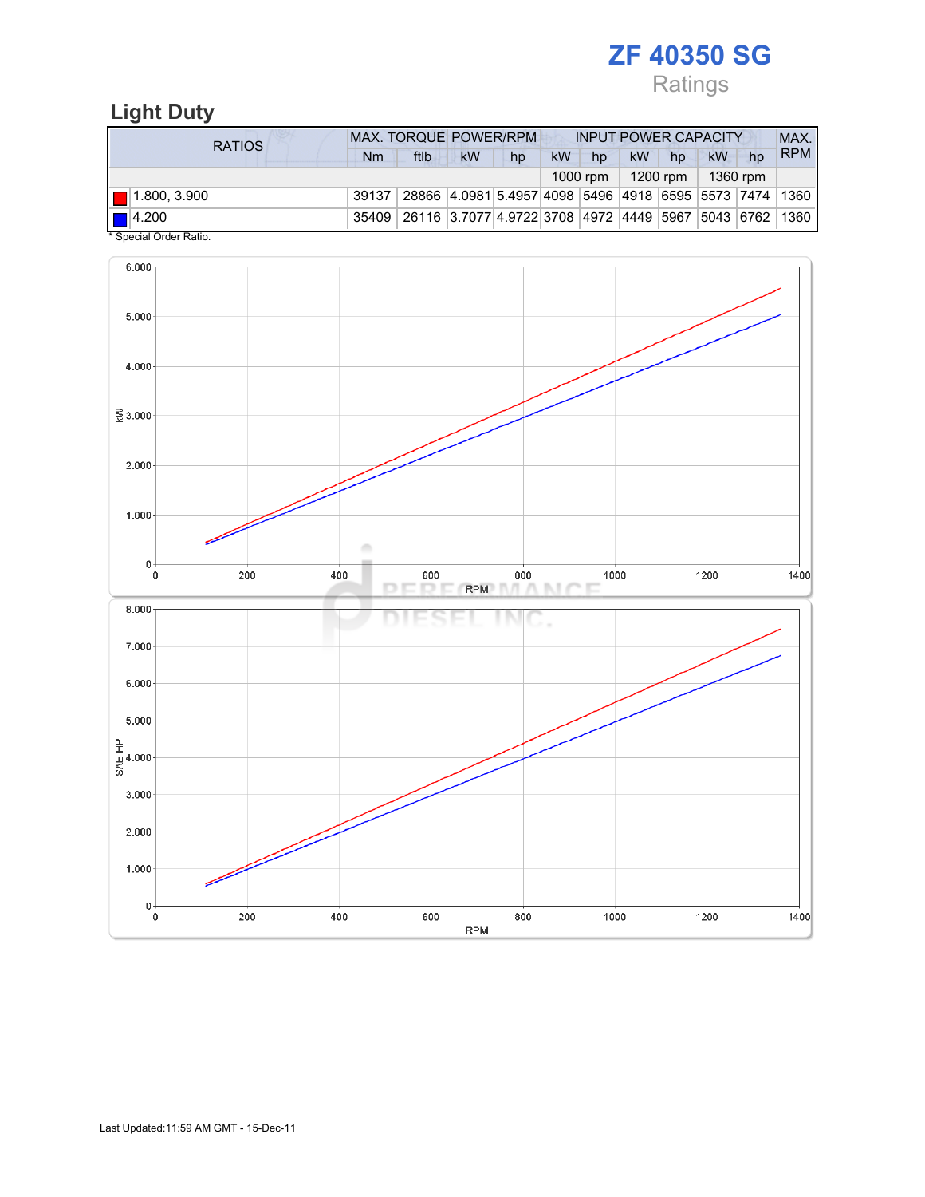# ZF 40350 SG

Ratings

## Light Duty

| RATIOS | MAX. TORQUE | | POWER/RPM | | INPUT POWER CAPACITY | | | | | | MAX. RPM |
|---|---|---|---|---|---|---|---|---|---|---|---|
| | Nm | ftlb | kW | hp | kW | hp | kW | hp | kW | hp | |
| | | | | | 1000 rpm | | 1200 rpm | | 1360 rpm | | |
| 1.800, 3.900 | 39137 | 28866 | 4.0981 | 5.4957 | 4098 | 5496 | 4918 | 6595 | 5573 | 7474 | 1360 |
| 4.200 | 35409 | 26116 | 3.7077 | 4.9722 | 3708 | 4972 | 4449 | 5967 | 5043 | 6762 | 1360 |

* Special Order Ratio.

kW
6.000
5.000
4.000
3.000
2.000
1.000
0
0 200 400 600 800 1000 1200 1400
RPM

SAE-HP
8.000
7.000
6.000
5.000
4.000
3.000
2.000
1.000
0
0 200 400 600 800 1000 1200 1400
RPM

Last Updated:11:59 AM GMT - 15-Dec-11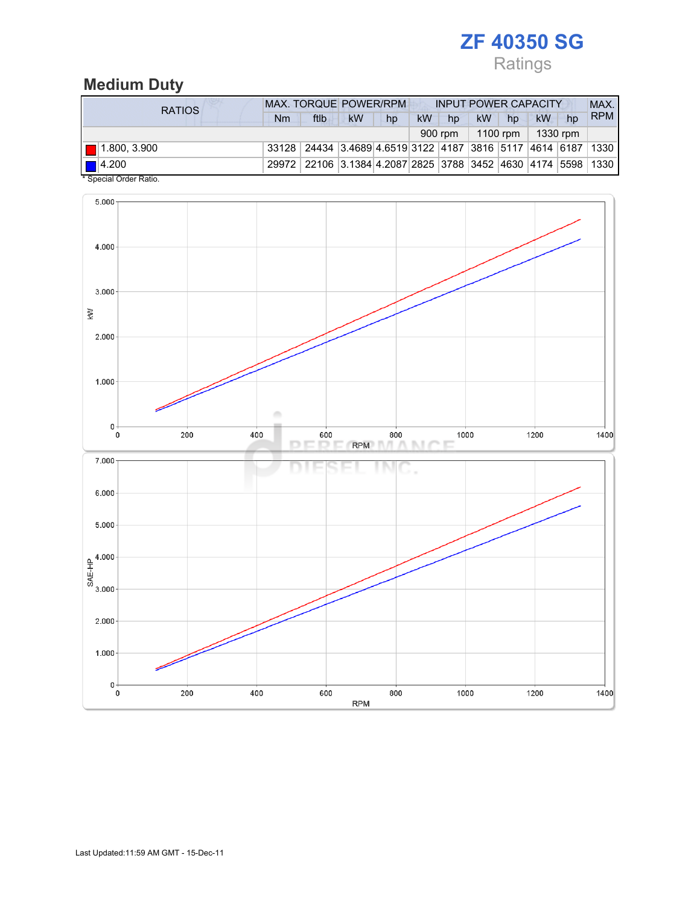# ZF 40350 SG

Ratings

## Medium Duty

| RATIOS | MAX. TORQUE | | POWER/RPM | | INPUT POWER CAPACITY | | | | | | MAX. RPM |
|---|---|---|---|---|---|---|---|---|---|---|---|
| | Nm | ftlb | kW | hp | kW | hp | kW | hp | kW | hp | |
| | | | | | 900 rpm | | 1100 rpm | | 1330 rpm | | |
| 1.800, 3.900 | 33128 | 24434 | 3.4689 | 4.6519 | 3122 | 4187 | 3816 | 5117 | 4614 | 6187 | 1330 |
| 4.200 | 29972 | 22106 | 3.1384 | 4.2087 | 2825 | 3788 | 3452 | 4630 | 4174 | 5598 | 1330 |

\* Special Order Ratio.

kW
5.000
4.000
3.000
2.000
1.000
0
0 200 400 600 800 1000 1200 1400
RPM

SAE-HP
7.000
6.000
5.000
4.000
3.000
2.000
1.000
0
0 200 400 600 800 1000 1200 1400
RPM

Last Updated:11:59 AM GMT - 15-Dec-11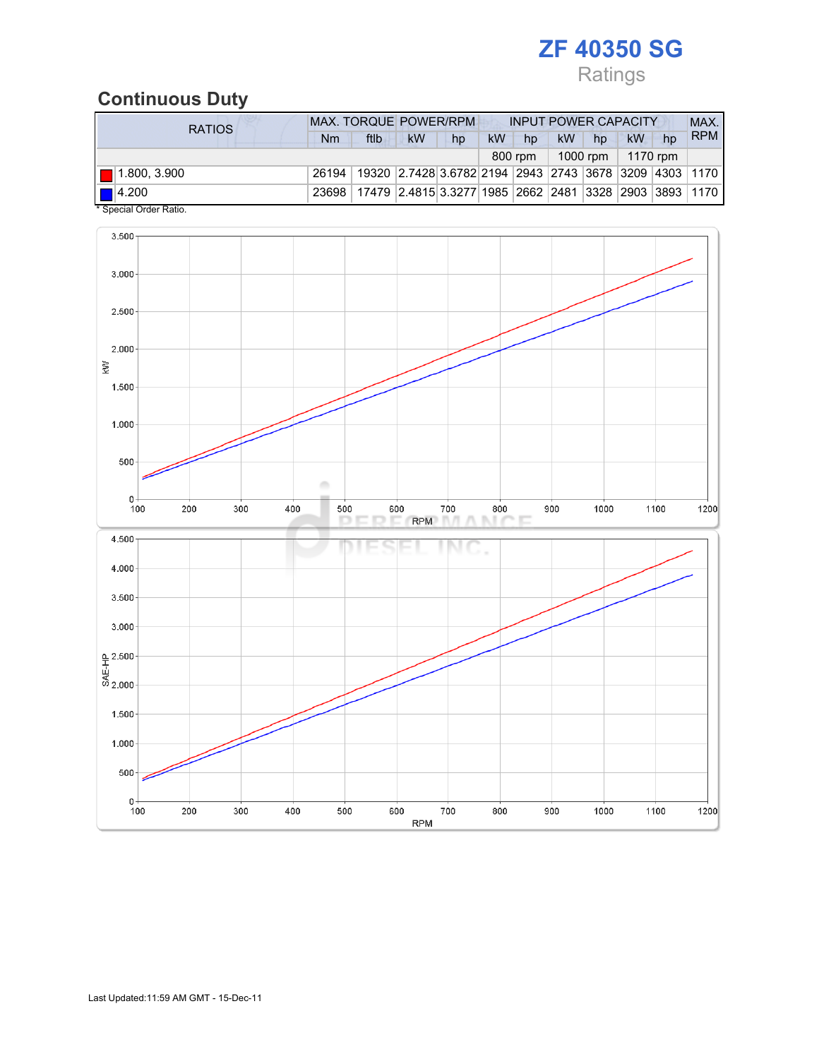# ZF 40350 SG

Ratings

## Continuous Duty

| RATIOS | MAX. TORQUE | | POWER/RPM | | INPUT POWER CAPACITY | | | | | | MAX. RPM |
|---|---|---|---|---|---|---|---|---|---|---|---|
| | Nm | ftlb | kW | hp | kW | hp | kW | hp | kW | hp | |
| | | | | | 800 rpm | | 1000 rpm | | 1170 rpm | | |
| 1.800, 3.900 | 26194 | 19320 | 2.7428 | 3.6782 | 2194 | 2943 | 2743 | 3678 | 3209 | 4303 | 1170 |
| 4.200 | 23698 | 17479 | 2.4815 | 3.3277 | 1985 | 2662 | 2481 | 3328 | 2903 | 3893 | 1170 |

* Special Order Ratio.

kW
3.500
3.000
2.500
2.000
1.500
1.000
500
0
100 200 300 400 500 600 700 800 900 1000 1100 1200
RPM

SAE-HP
4.500
4.000
3.500
3.000
2.500
2.000
1.500
1.000
500
0
100 200 300 400 500 600 700 800 900 1000 1100 1200
RPM

Last Updated:11:59 AM GMT - 15-Dec-11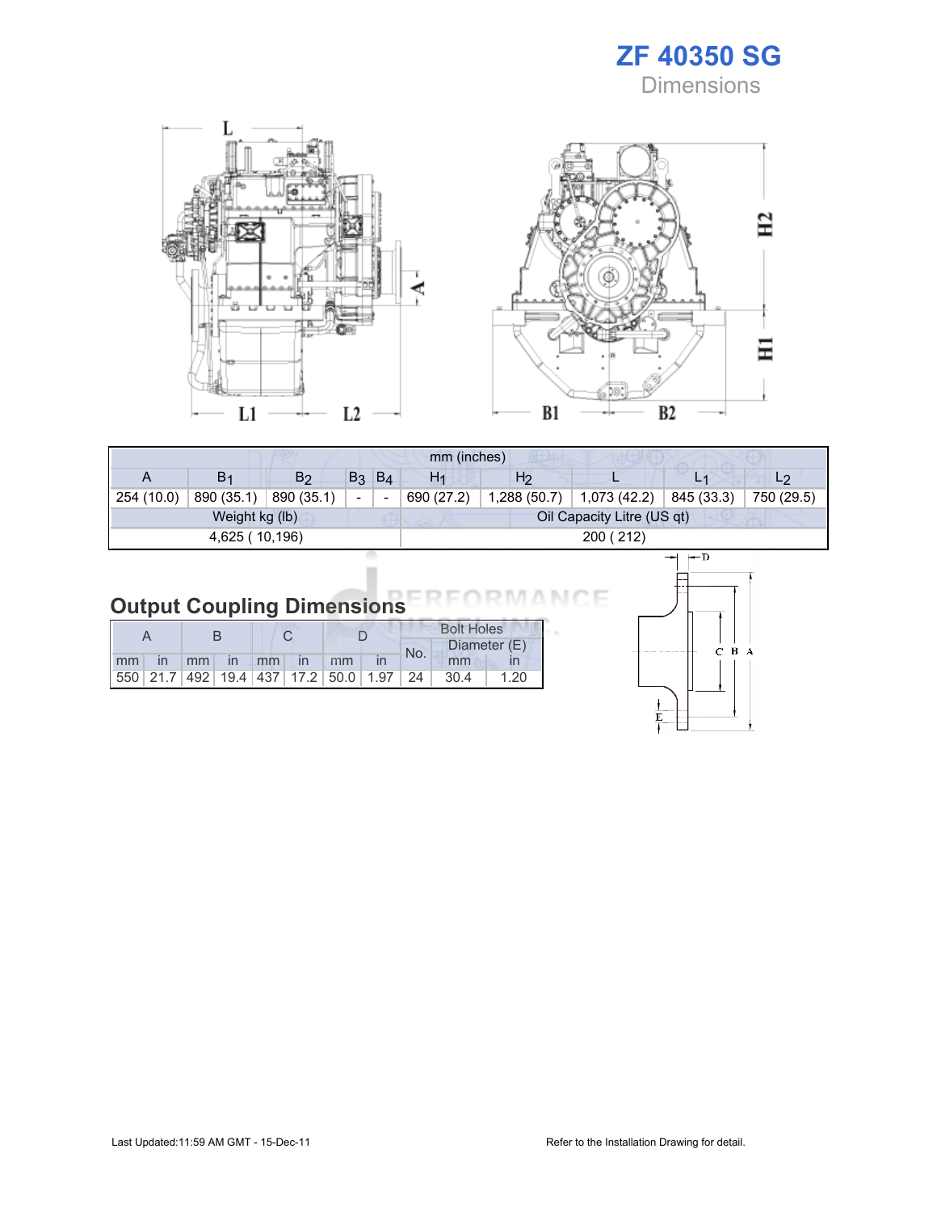# ZF 40350 SG

## Dimensions

L

A

H2

H1

L1 L2

B1 B2

| mm (inches) | | | | | | | | | | |
|---|---|---|---|---|---|---|---|---|---|---|
| A | $B_1$ | $B_2$ | $B_3$ | $B_4$ | $H_1$ | $H_2$ | L | $L_1$ | $L_2$ |
| 254 (10.0) | 890 (35.1) | 890 (35.1) | - | - | 690 (27.2) | 1,288 (50.7) | 1,073 (42.2) | 845 (33.3) | 750 (29.5) |

| Weight kg (lb) | Oil Capacity Litre (US qt) |
|---|---|
| 4,625 ( 10,196) | 200 ( 212) |

## Output Coupling Dimensions

| A | | B | | C | | D | | Bolt Holes | | |
|---|---|---|---|---|---|---|---|---|---|---|
| | | | | | | | | No. | Diameter (E) | |
| mm | in | mm | in | mm | in | mm | in | | mm | in |
| 550 | 21.7 | 492 | 19.4 | 437 | 17.2 | 50.0 | 1.97 | 24 | 30.4 | 1.20 |

D

C B A

E

Last Updated:11:59 AM GMT - 15-Dec-11

Refer to the Installation Drawing for detail.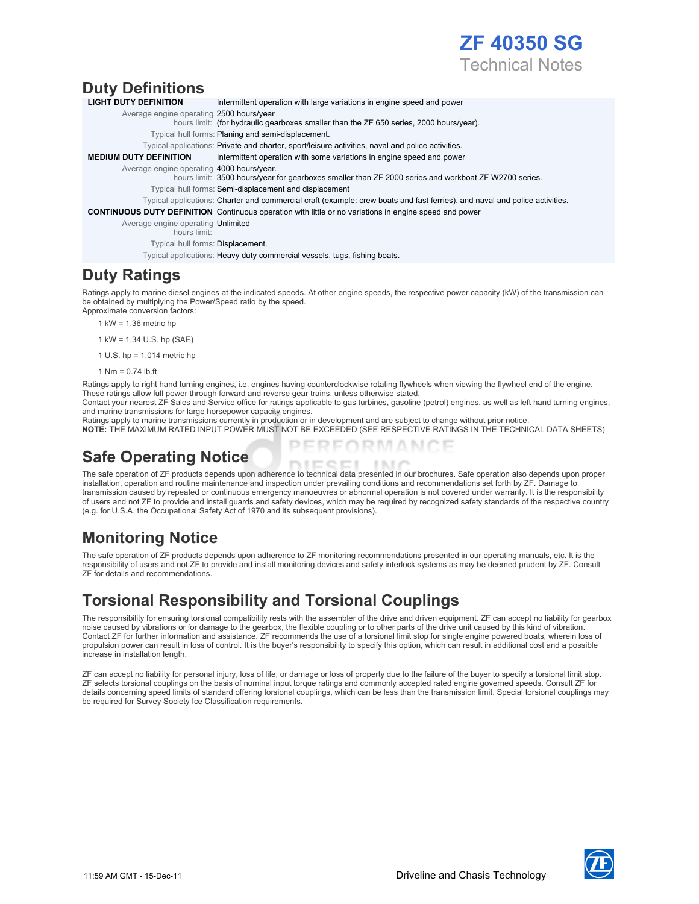# ZF 40350 SG

Technical Notes

## Duty Definitions

| | |
|---|---|
| **LIGHT DUTY DEFINITION** | Intermittent operation with large variations in engine speed and power |
| Average engine operating hours limit: | 2500 hours/year (for hydraulic gearboxes smaller than the ZF 650 series, 2000 hours/year). |
| Typical hull forms: | Planing and semi-displacement. |
| Typical applications: | Private and charter, sport/leisure activities, naval and police activities. |
| **MEDIUM DUTY DEFINITION** | Intermittent operation with some variations in engine speed and power |
| Average engine operating hours limit: | 4000 hours/year. 3500 hours/year for gearboxes smaller than ZF 2000 series and workboat ZF W2700 series. |
| Typical hull forms: | Semi-displacement and displacement |
| Typical applications: | Charter and commercial craft (example: crew boats and fast ferries), and naval and police activities. |
| **CONTINUOUS DUTY DEFINITION** | Continuous operation with little or no variations in engine speed and power |
| Average engine operating hours limit: | Unlimited |
| Typical hull forms: | Displacement. |
| Typical applications: | Heavy duty commercial vessels, tugs, fishing boats. |

## Duty Ratings

Ratings apply to marine diesel engines at the indicated speeds. At other engine speeds, the respective power capacity (kW) of the transmission can be obtained by multiplying the Power/Speed ratio by the speed.
Approximate conversion factors:

1 kW = 1.36 metric hp

1 kW = 1.34 U.S. hp (SAE)

1 U.S. hp = 1.014 metric hp

1 Nm = 0.74 lb.ft.

Ratings apply to right hand turning engines, i.e. engines having counterclockwise rotating flywheels when viewing the flywheel end of the engine.
These ratings allow full power through forward and reverse gear trains, unless otherwise stated.
Contact your nearest ZF Sales and Service office for ratings applicable to gas turbines, gasoline (petrol) engines, as well as left hand turning engines, and marine transmissions for large horsepower capacity engines.
Ratings apply to marine transmissions currently in production or in development and are subject to change without prior notice.
**NOTE:** THE MAXIMUM RATED INPUT POWER MUST NOT BE EXCEEDED (SEE RESPECTIVE RATINGS IN THE TECHNICAL DATA SHEETS)

## Safe Operating Notice

The safe operation of ZF products depends upon adherence to technical data presented in our brochures. Safe operation also depends upon proper installation, operation and routine maintenance and inspection under prevailing conditions and recommendations set forth by ZF. Damage to transmission caused by repeated or continuous emergency manoeuvres or abnormal operation is not covered under warranty. It is the responsibility of users and not ZF to provide and install guards and safety devices, which may be required by recognized safety standards of the respective country (e.g. for U.S.A. the Occupational Safety Act of 1970 and its subsequent provisions).

## Monitoring Notice

The safe operation of ZF products depends upon adherence to ZF monitoring recommendations presented in our operating manuals, etc. It is the responsibility of users and not ZF to provide and install monitoring devices and safety interlock systems as may be deemed prudent by ZF. Consult ZF for details and recommendations.

## Torsional Responsibility and Torsional Couplings

The responsibility for ensuring torsional compatibility rests with the assembler of the drive and driven equipment. ZF can accept no liability for gearbox noise caused by vibrations or for damage to the gearbox, the flexible coupling or to other parts of the drive unit caused by this kind of vibration. Contact ZF for further information and assistance. ZF recommends the use of a torsional limit stop for single engine powered boats, wherein loss of propulsion power can result in loss of control. It is the buyer's responsibility to specify this option, which can result in additional cost and a possible increase in installation length.

ZF can accept no liability for personal injury, loss of life, or damage or loss of property due to the failure of the buyer to specify a torsional limit stop. ZF selects torsional couplings on the basis of nominal input torque ratings and commonly accepted rated engine governed speeds. Consult ZF for details concerning speed limits of standard offering torsional couplings, which can be less than the transmission limit. Special torsional couplings may be required for Survey Society Ice Classification requirements.